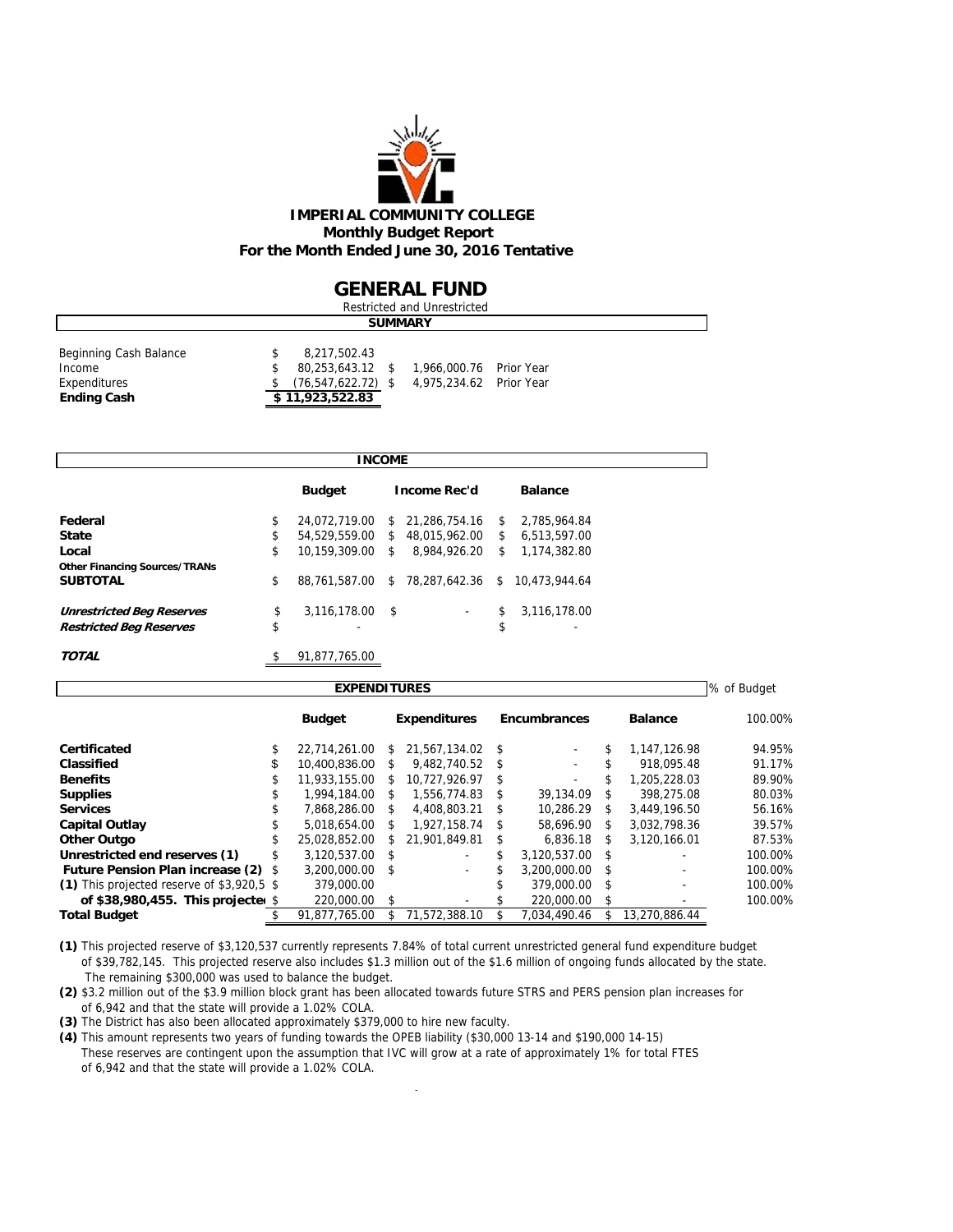# IMPERIAL COMMUNITY COLLEGE

**Monthly Budget Report**

**For the Month Ended June 30, 2016 Tentative**

## GENERAL FUND

Restricted and Unrestricted

### SUMMARY

| | | | |
|---|---|---|---|
| Beginning Cash Balance | $ 8,217,502.43 | | |
| Income | $ 80,253,643.12 | $ 1,966,000.76 | Prior Year |
| Expenditures | $ (76,547,622.72) | $ 4,975,234.62 | Prior Year |
| **Ending Cash** | **$ 11,923,522.83** | | |

### INCOME

| | Budget | Income Rec'd | Balance |
|---|---|---|---|
| **Federal** | $ 24,072,719.00 | $ 21,286,754.16 | $ 2,785,964.84 |
| **State** | $ 54,529,559.00 | $ 48,015,962.00 | $ 6,513,597.00 |
| **Local** | $ 10,159,309.00 | $ 8,984,926.20 | $ 1,174,382.80 |
| **Other Financing Sources/TRANs** | | | |
| **SUBTOTAL** | $ 88,761,587.00 | $ 78,287,642.36 | $ 10,473,944.64 |
| ***Unrestricted Beg Reserves*** | $ 3,116,178.00 | $ - | $ 3,116,178.00 |
| ***Restricted Beg Reserves*** | $ - | | $ - |
| ***TOTAL*** | $ 91,877,765.00 | | |

### EXPENDITURES

| | Budget | Expenditures | Encumbrances | Balance | % of Budget |
|---|---|---|---|---|---|
| | | | | | 100.00% |
| **Certificated** | $ 22,714,261.00 | $ 21,567,134.02 | $ - | $ 1,147,126.98 | 94.95% |
| **Classified** | $ 10,400,836.00 | $ 9,482,740.52 | $ - | $ 918,095.48 | 91.17% |
| **Benefits** | $ 11,933,155.00 | $ 10,727,926.97 | $ - | $ 1,205,228.03 | 89.90% |
| **Supplies** | $ 1,994,184.00 | $ 1,556,774.83 | $ 39,134.09 | $ 398,275.08 | 80.03% |
| **Services** | $ 7,868,286.00 | $ 4,408,803.21 | $ 10,286.29 | $ 3,449,196.50 | 56.16% |
| **Capital Outlay** | $ 5,018,654.00 | $ 1,927,158.74 | $ 58,696.90 | $ 3,032,798.36 | 39.57% |
| **Other Outgo** | $ 25,028,852.00 | $ 21,901,849.81 | $ 6,836.18 | $ 3,120,166.01 | 87.53% |
| **Unrestricted end reserves (1)** | $ 3,120,537.00 | $ - | $ 3,120,537.00 | $ - | 100.00% |
| **Future Pension Plan increase (2)** | $ 3,200,000.00 | $ - | $ 3,200,000.00 | $ - | 100.00% |
| **(1)** This projected reserve of $3,920,5 | $ 379,000.00 | | $ 379,000.00 | $ - | 100.00% |
| **of $38,980,455. This projecte** | $ 220,000.00 | $ - | $ 220,000.00 | $ - | 100.00% |
| **Total Budget** | $ 91,877,765.00 | $ 71,572,388.10 | $ 7,034,490.46 | $ 13,270,886.44 | |

**(1)** This projected reserve of $3,120,537 currently represents 7.84% of total current unrestricted general fund expenditure budget of $39,782,145. This projected reserve also includes $1.3 million out of the $1.6 million of ongoing funds allocated by the state. The remaining $300,000 was used to balance the budget.

**(2)** $3.2 million out of the $3.9 million block grant has been allocated towards future STRS and PERS pension plan increases for of 6,942 and that the state will provide a 1.02% COLA.

**(3)** The District has also been allocated approximately $379,000 to hire new faculty.

**(4)** This amount represents two years of funding towards the OPEB liability ($30,000 13-14 and $190,000 14-15) These reserves are contingent upon the assumption that IVC will grow at a rate of approximately 1% for total FTES of 6,942 and that the state will provide a 1.02% COLA.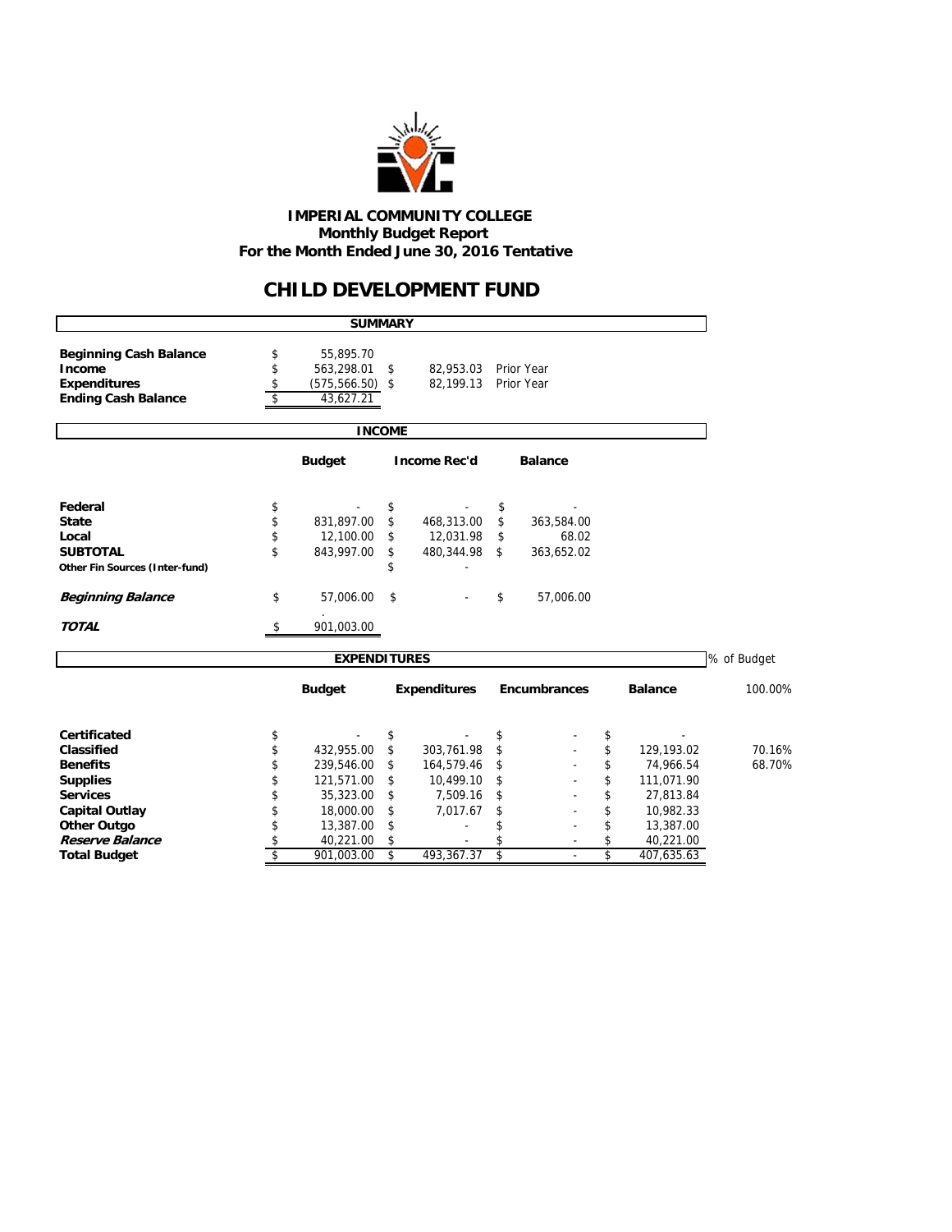**IMPERIAL COMMUNITY COLLEGE**
**Monthly Budget Report**
**For the Month Ended June 30, 2016 Tentative**

# CHILD DEVELOPMENT FUND

## SUMMARY

| | | | |
|---|---|---|---|
| **Beginning Cash Balance** | $ 55,895.70 | | |
| **Income** | $ 563,298.01 | $ 82,953.03 | Prior Year |
| **Expenditures** | $ (575,566.50) | $ 82,199.13 | Prior Year |
| **Ending Cash Balance** | $ 43,627.21 | | |

## INCOME

| | Budget | Income Rec'd | Balance |
|---|---|---|---|
| **Federal** | $ - | $ - | $ - |
| **State** | $ 831,897.00 | $ 468,313.00 | $ 363,584.00 |
| **Local** | $ 12,100.00 | $ 12,031.98 | $ 68.02 |
| **SUBTOTAL** | $ 843,997.00 | $ 480,344.98 | $ 363,652.02 |
| **Other Fin Sources (Inter-fund)** | | $ - | |
| ***Beginning Balance*** | $ 57,006.00 | $ - | $ 57,006.00 |
| ***TOTAL*** | $ 901,003.00 | | |

## EXPENDITURES

| | Budget | Expenditures | Encumbrances | Balance | % of Budget 100.00% |
|---|---|---|---|---|---|
| **Certificated** | $ - | $ - | $ - | $ - | |
| **Classified** | $ 432,955.00 | $ 303,761.98 | $ - | $ 129,193.02 | 70.16% |
| **Benefits** | $ 239,546.00 | $ 164,579.46 | $ - | $ 74,966.54 | 68.70% |
| **Supplies** | $ 121,571.00 | $ 10,499.10 | $ - | $ 111,071.90 | |
| **Services** | $ 35,323.00 | $ 7,509.16 | $ - | $ 27,813.84 | |
| **Capital Outlay** | $ 18,000.00 | $ 7,017.67 | $ - | $ 10,982.33 | |
| **Other Outgo** | $ 13,387.00 | $ - | $ - | $ 13,387.00 | |
| ***Reserve Balance*** | $ 40,221.00 | $ - | $ - | $ 40,221.00 | |
| **Total Budget** | $ 901,003.00 | $ 493,367.37 | $ - | $ 407,635.63 | |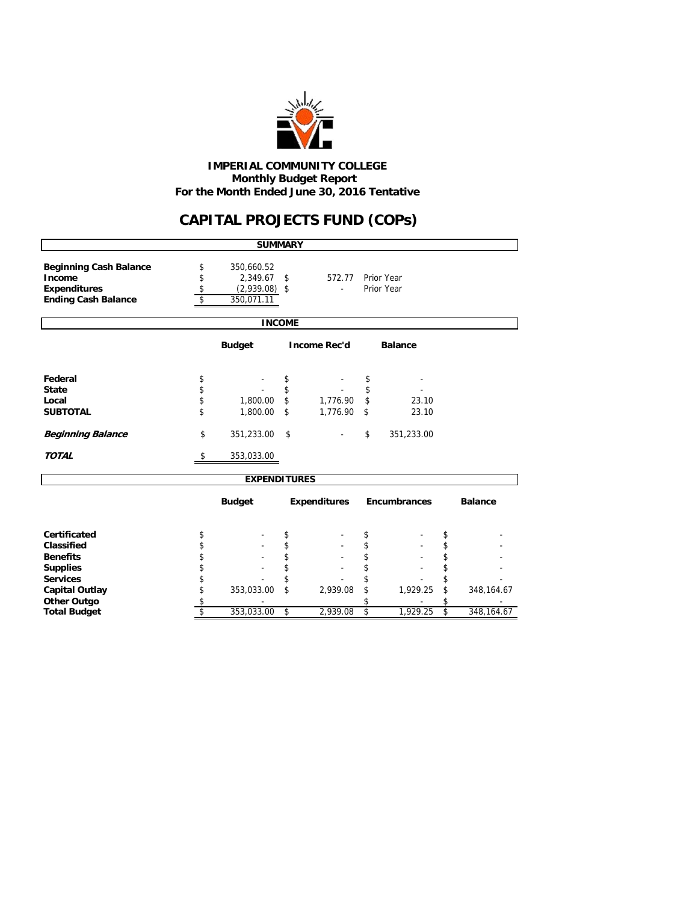# IMPERIAL COMMUNITY COLLEGE
## Monthly Budget Report
## For the Month Ended June 30, 2016 Tentative

# CAPITAL PROJECTS FUND (COPs)

### SUMMARY

| | | | |
|---|---|---|---|
| **Beginning Cash Balance** | $ 350,660.52 | | |
| **Income** | $ 2,349.67 | $ 572.77 | Prior Year |
| **Expenditures** | $ (2,939.08) | $ - | Prior Year |
| **Ending Cash Balance** | $ 350,071.11 | | |

### INCOME

| | Budget | Income Rec'd | Balance |
|---|---|---|---|
| **Federal** | $ - | $ - | $ - |
| **State** | $ - | $ - | $ - |
| **Local** | $ 1,800.00 | $ 1,776.90 | $ 23.10 |
| **SUBTOTAL** | $ 1,800.00 | $ 1,776.90 | $ 23.10 |
| ***Beginning Balance*** | $ 351,233.00 | $ - | $ 351,233.00 |
| ***TOTAL*** | $ 353,033.00 | | |

### EXPENDITURES

| | Budget | Expenditures | Encumbrances | Balance |
|---|---|---|---|---|
| **Certificated** | $ - | $ - | $ - | $ - |
| **Classified** | $ - | $ - | $ - | $ - |
| **Benefits** | $ - | $ - | $ - | $ - |
| **Supplies** | $ - | $ - | $ - | $ - |
| **Services** | $ - | $ - | $ - | $ - |
| **Capital Outlay** | $ 353,033.00 | $ 2,939.08 | $ 1,929.25 | $ 348,164.67 |
| **Other Outgo** | $ - | | $ - | $ - |
| **Total Budget** | $ 353,033.00 | $ 2,939.08 | $ 1,929.25 | $ 348,164.67 |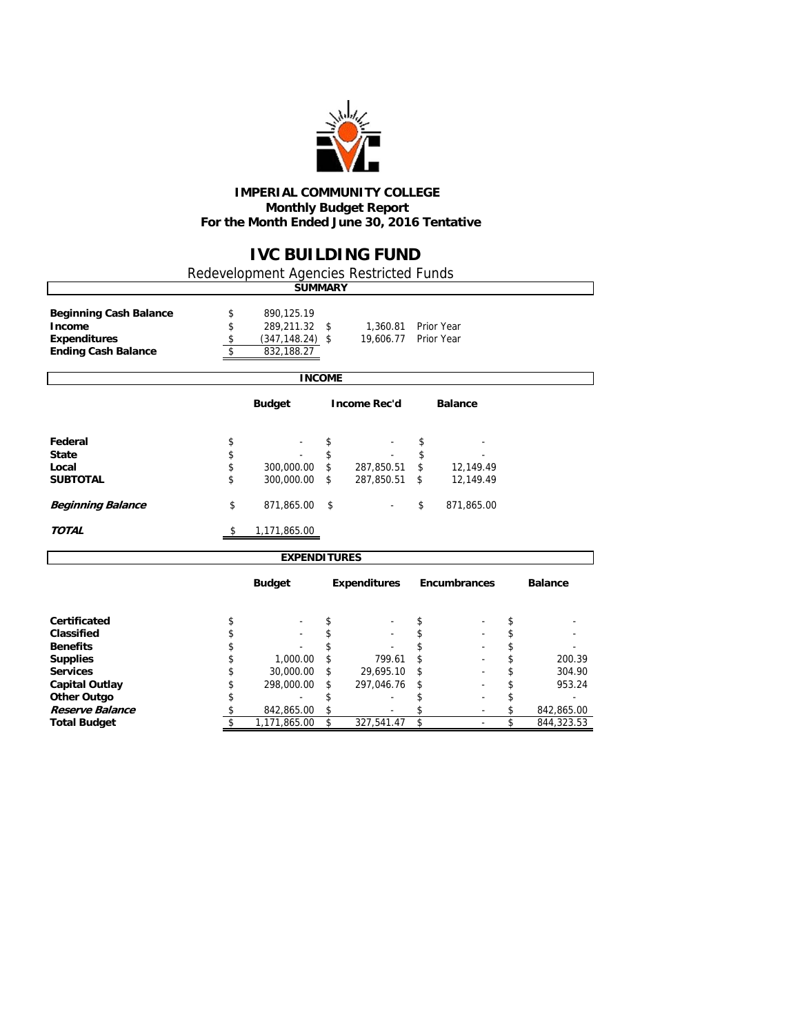# IMPERIAL COMMUNITY COLLEGE

**Monthly Budget Report**
**For the Month Ended June 30, 2016 Tentative**

## IVC BUILDING FUND

Redevelopment Agencies Restricted Funds

### SUMMARY

| | | | |
|---|---|---|---|
| **Beginning Cash Balance** | $ 890,125.19 | | |
| **Income** | $ 289,211.32 | $ 1,360.81 | Prior Year |
| **Expenditures** | $ (347,148.24) | $ 19,606.77 | Prior Year |
| **Ending Cash Balance** | $ 832,188.27 | | |

### INCOME

| | Budget | Income Rec'd | Balance |
|---|---|---|---|
| **Federal** | $ - | $ - | $ - |
| **State** | $ - | $ - | $ - |
| **Local** | $ 300,000.00 | $ 287,850.51 | $ 12,149.49 |
| **SUBTOTAL** | $ 300,000.00 | $ 287,850.51 | $ 12,149.49 |
| ***Beginning Balance*** | $ 871,865.00 | $ - | $ 871,865.00 |
| ***TOTAL*** | $ 1,171,865.00 | | |

### EXPENDITURES

| | Budget | Expenditures | Encumbrances | Balance |
|---|---|---|---|---|
| **Certificated** | $ - | $ - | $ - | $ - |
| **Classified** | $ - | $ - | $ - | $ - |
| **Benefits** | $ - | $ - | $ - | $ - |
| **Supplies** | $ 1,000.00 | $ 799.61 | $ - | $ 200.39 |
| **Services** | $ 30,000.00 | $ 29,695.10 | $ - | $ 304.90 |
| **Capital Outlay** | $ 298,000.00 | $ 297,046.76 | $ - | $ 953.24 |
| **Other Outgo** | $ - | $ - | $ - | $ - |
| ***Reserve Balance*** | $ 842,865.00 | $ - | $ - | $ 842,865.00 |
| **Total Budget** | $ 1,171,865.00 | $ 327,541.47 | $ - | $ 844,323.53 |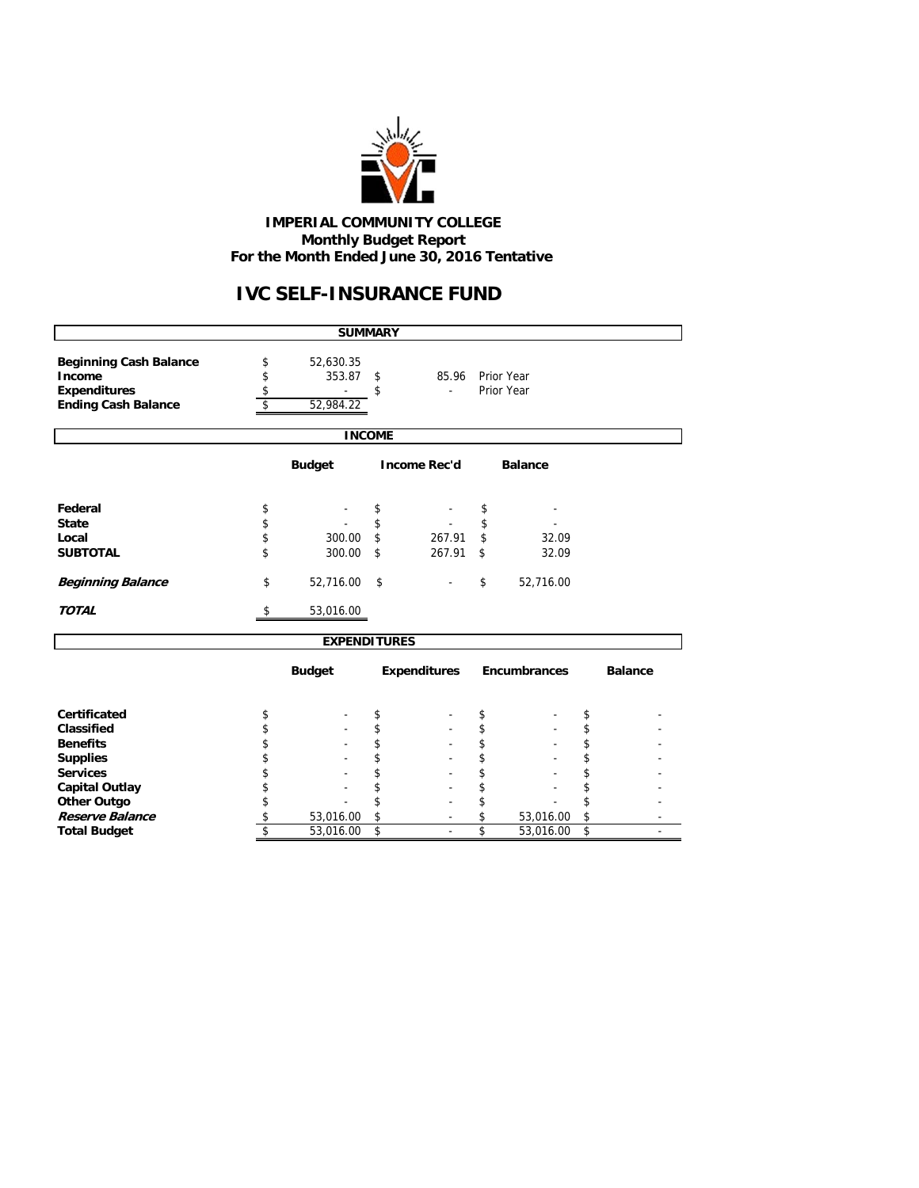**IMPERIAL COMMUNITY COLLEGE**
**Monthly Budget Report**
**For the Month Ended June 30, 2016 Tentative**

# IVC SELF-INSURANCE FUND

## SUMMARY

| | | | |
|---|---|---|---|
| **Beginning Cash Balance** | $ 52,630.35 | | |
| **Income** | $ 353.87 | $ 85.96 | Prior Year |
| **Expenditures** | $ - | $ - | Prior Year |
| **Ending Cash Balance** | $ 52,984.22 | | |

## INCOME

| | Budget | Income Rec'd | Balance |
|---|---|---|---|
| **Federal** | $ - | $ - | $ - |
| **State** | $ - | $ - | $ - |
| **Local** | $ 300.00 | $ 267.91 | $ 32.09 |
| **SUBTOTAL** | $ 300.00 | $ 267.91 | $ 32.09 |
| ***Beginning Balance*** | $ 52,716.00 | $ - | $ 52,716.00 |
| ***TOTAL*** | $ 53,016.00 | | |

## EXPENDITURES

| | Budget | Expenditures | Encumbrances | Balance |
|---|---|---|---|---|
| **Certificated** | $ - | $ - | $ - | $ - |
| **Classified** | $ - | $ - | $ - | $ - |
| **Benefits** | $ - | $ - | $ - | $ - |
| **Supplies** | $ - | $ - | $ - | $ - |
| **Services** | $ - | $ - | $ - | $ - |
| **Capital Outlay** | $ - | $ - | $ - | $ - |
| **Other Outgo** | $ - | $ - | $ - | $ - |
| ***Reserve Balance*** | $ 53,016.00 | $ - | $ 53,016.00 | $ - |
| **Total Budget** | $ 53,016.00 | $ - | $ 53,016.00 | $ - |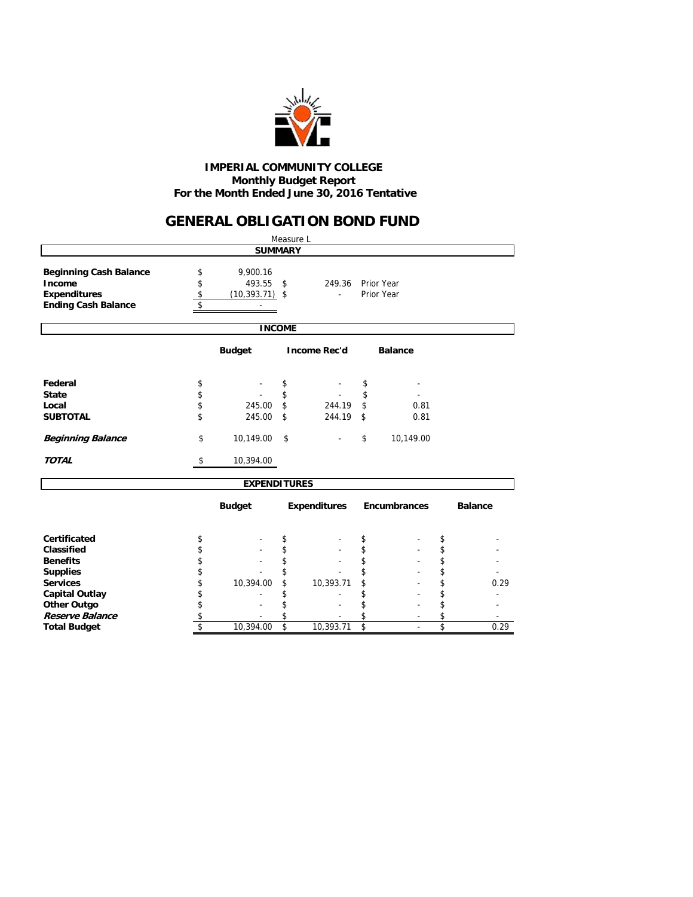**IMPERIAL COMMUNITY COLLEGE**
**Monthly Budget Report**
**For the Month Ended June 30, 2016 Tentative**

# GENERAL OBLIGATION BOND FUND

Measure L

## SUMMARY

| | | | |
|---|---|---|---|
| **Beginning Cash Balance** | $ 9,900.16 | | |
| **Income** | $ 493.55 | $ 249.36 | Prior Year |
| **Expenditures** | $ (10,393.71) | $ - | Prior Year |
| **Ending Cash Balance** | $ - | | |

## INCOME

| | Budget | Income Rec'd | Balance |
|---|---|---|---|
| **Federal** | $ - | $ - | $ - |
| **State** | $ - | $ - | $ - |
| **Local** | $ 245.00 | $ 244.19 | $ 0.81 |
| **SUBTOTAL** | $ 245.00 | $ 244.19 | $ 0.81 |
| ***Beginning Balance*** | $ 10,149.00 | $ - | $ 10,149.00 |
| ***TOTAL*** | $ 10,394.00 | | |

## EXPENDITURES

| | Budget | Expenditures | Encumbrances | Balance |
|---|---|---|---|---|
| **Certificated** | $ - | $ - | $ - | $ - |
| **Classified** | $ - | $ - | $ - | $ - |
| **Benefits** | $ - | $ - | $ - | $ - |
| **Supplies** | $ - | $ - | $ - | $ - |
| **Services** | $ 10,394.00 | $ 10,393.71 | $ - | $ 0.29 |
| **Capital Outlay** | $ - | $ - | $ - | $ - |
| **Other Outgo** | $ - | $ - | $ - | $ - |
| ***Reserve Balance*** | $ - | $ - | $ - | $ - |
| **Total Budget** | $ 10,394.00 | $ 10,393.71 | $ - | $ 0.29 |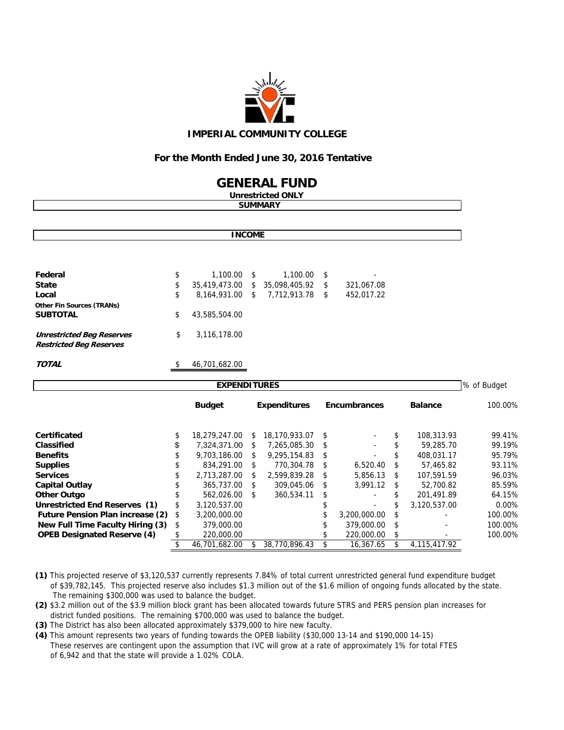# IMPERIAL COMMUNITY COLLEGE

## For the Month Ended June 30, 2016 Tentative

# GENERAL FUND

**Unrestricted ONLY**

**SUMMARY**

**INCOME**

| | | | |
|---|---|---|---|
| **Federal** | $ 1,100.00 | $ 1,100.00 | $ - |
| **State** | $ 35,419,473.00 | $ 35,098,405.92 | $ 321,067.08 |
| **Local** | $ 8,164,931.00 | $ 7,712,913.78 | $ 452,017.22 |
| **Other Fin Sources (TRANs)** | | | |
| **SUBTOTAL** | $ 43,585,504.00 | | |
| ***Unrestricted Beg Reserves*** | $ 3,116,178.00 | | |
| ***Restricted Beg Reserves*** | | | |
| ***TOTAL*** | $ 46,701,682.00 | | |

**EXPENDITURES**

| | Budget | Expenditures | Encumbrances | Balance | % of Budget 100.00% |
|---|---|---|---|---|---|
| **Certificated** | $ 18,279,247.00 | $ 18,170,933.07 | $ - | $ 108,313.93 | 99.41% |
| **Classified** | $ 7,324,371.00 | $ 7,265,085.30 | $ - | $ 59,285.70 | 99.19% |
| **Benefits** | $ 9,703,186.00 | $ 9,295,154.83 | $ - | $ 408,031.17 | 95.79% |
| **Supplies** | $ 834,291.00 | $ 770,304.78 | $ 6,520.40 | $ 57,465.82 | 93.11% |
| **Services** | $ 2,713,287.00 | $ 2,599,839.28 | $ 5,856.13 | $ 107,591.59 | 96.03% |
| **Capital Outlay** | $ 365,737.00 | $ 309,045.06 | $ 3,991.12 | $ 52,700.82 | 85.59% |
| **Other Outgo** | $ 562,026.00 | $ 360,534.11 | $ - | $ 201,491.89 | 64.15% |
| **Unrestricted End Reserves (1)** | $ 3,120,537.00 | | $ - | $ 3,120,537.00 | 0.00% |
| **Future Pension Plan increase (2)** | $ 3,200,000.00 | | $ 3,200,000.00 | $ - | 100.00% |
| **New Full Time Faculty Hiring (3)** | $ 379,000.00 | | $ 379,000.00 | $ - | 100.00% |
| **OPEB Designated Reserve (4)** | $ 220,000.00 | | $ 220,000.00 | $ - | 100.00% |
| | $ 46,701,682.00 | $ 38,770,896.43 | $ 16,367.65 | $ 4,115,417.92 | |

**(1)** This projected reserve of $3,120,537 currently represents 7.84% of total current unrestricted general fund expenditure budget of $39,782,145. This projected reserve also includes $1.3 million out of the $1.6 million of ongoing funds allocated by the state. The remaining $300,000 was used to balance the budget.

**(2)** $3.2 million out of the $3.9 million block grant has been allocated towards future STRS and PERS pension plan increases for district funded positions. The remaining $700,000 was used to balance the budget.

**(3)** The District has also been allocated approximately $379,000 to hire new faculty.

**(4)** This amount represents two years of funding towards the OPEB liability ($30,000 13-14 and $190,000 14-15) These reserves are contingent upon the assumption that IVC will grow at a rate of approximately 1% for total FTES of 6,942 and that the state will provide a 1.02% COLA.